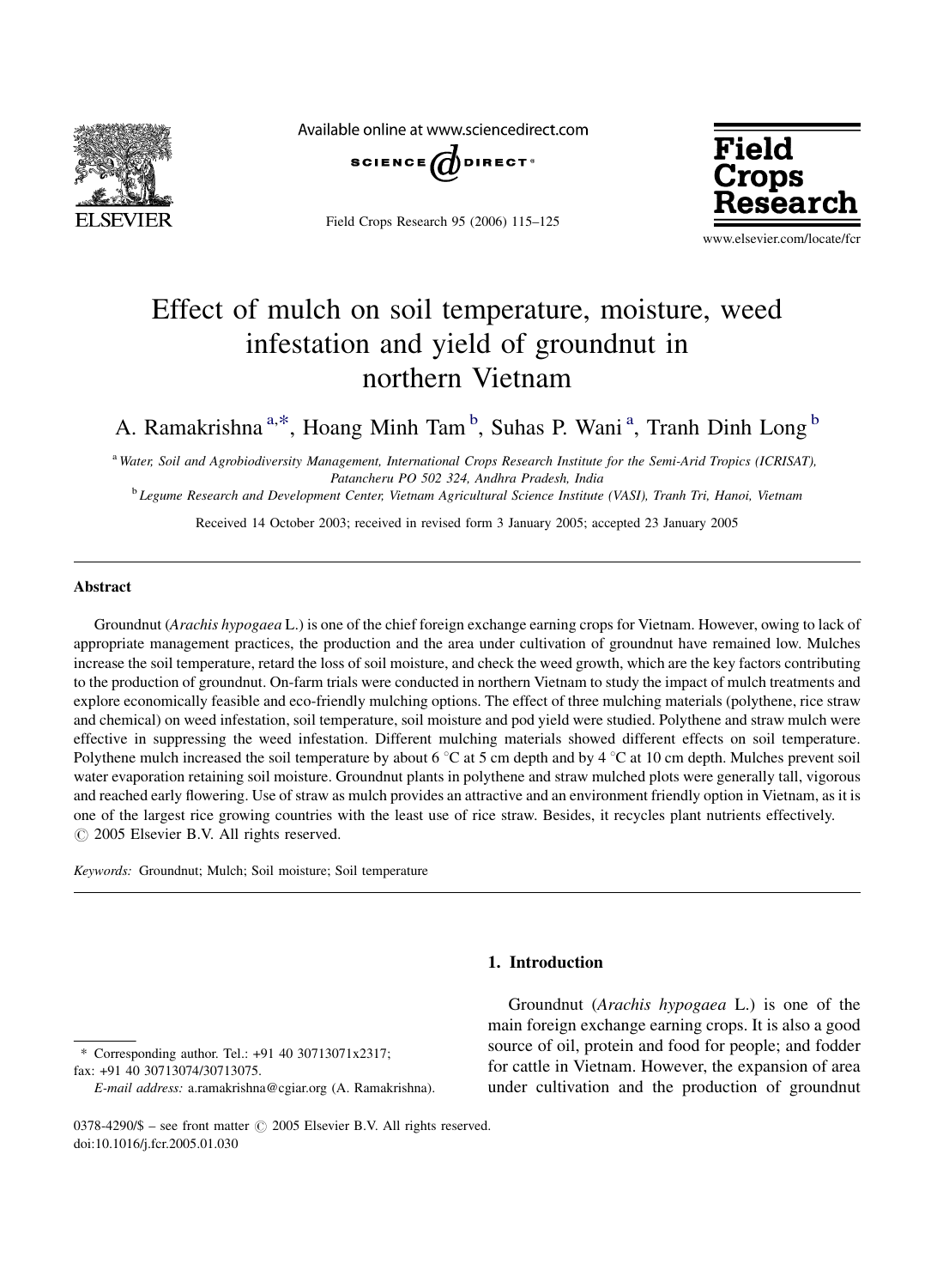# Effect of mulch on soil temperature, moisture, weed infestation and yield of groundnut in northern Vietnam

A. Ramakrishna [a,*], Hoang Minh Tam [b], Suhas P. Wani [a], Tranh Dinh Long [b]

[a] Water, Soil and Agrobiodiversity Management, International Crops Research Institute for the Semi-Arid Tropics (ICRISAT), Patancheru PO 502 324, Andhra Pradesh, India

[b] Legume Research and Development Center, Vietnam Agricultural Science Institute (VASI), Tranh Tri, Hanoi, Vietnam

Received 14 October 2003; received in revised form 3 January 2005; accepted 23 January 2005

## Abstract

Groundnut (*Arachis hypogaea* L.) is one of the chief foreign exchange earning crops for Vietnam. However, owing to lack of appropriate management practices, the production and the area under cultivation of groundnut have remained low. Mulches increase the soil temperature, retard the loss of soil moisture, and check the weed growth, which are the key factors contributing to the production of groundnut. On-farm trials were conducted in northern Vietnam to study the impact of mulch treatments and explore economically feasible and eco-friendly mulching options. The effect of three mulching materials (polythene, rice straw and chemical) on weed infestation, soil temperature, soil moisture and pod yield were studied. Polythene and straw mulch were effective in suppressing the weed infestation. Different mulching materials showed different effects on soil temperature. Polythene mulch increased the soil temperature by about 6 °C at 5 cm depth and by 4 °C at 10 cm depth. Mulches prevent soil water evaporation retaining soil moisture. Groundnut plants in polythene and straw mulched plots were generally tall, vigorous and reached early flowering. Use of straw as mulch provides an attractive and an environment friendly option in Vietnam, as it is one of the largest rice growing countries with the least use of rice straw. Besides, it recycles plant nutrients effectively.

© 2005 Elsevier B.V. All rights reserved.

*Keywords:* Groundnut; Mulch; Soil moisture; Soil temperature

## 1. Introduction

Groundnut (*Arachis hypogaea* L.) is one of the main foreign exchange earning crops. It is also a good source of oil, protein and food for people; and fodder for cattle in Vietnam. However, the expansion of area under cultivation and the production of groundnut

\* Corresponding author. Tel.: +91 40 30713071x2317; fax: +91 40 30713074/30713075.

*E-mail address:* a.ramakrishna@cgiar.org (A. Ramakrishna).

0378-4290/$ – see front matter © 2005 Elsevier B.V. All rights reserved.

doi:10.1016/j.fcr.2005.01.030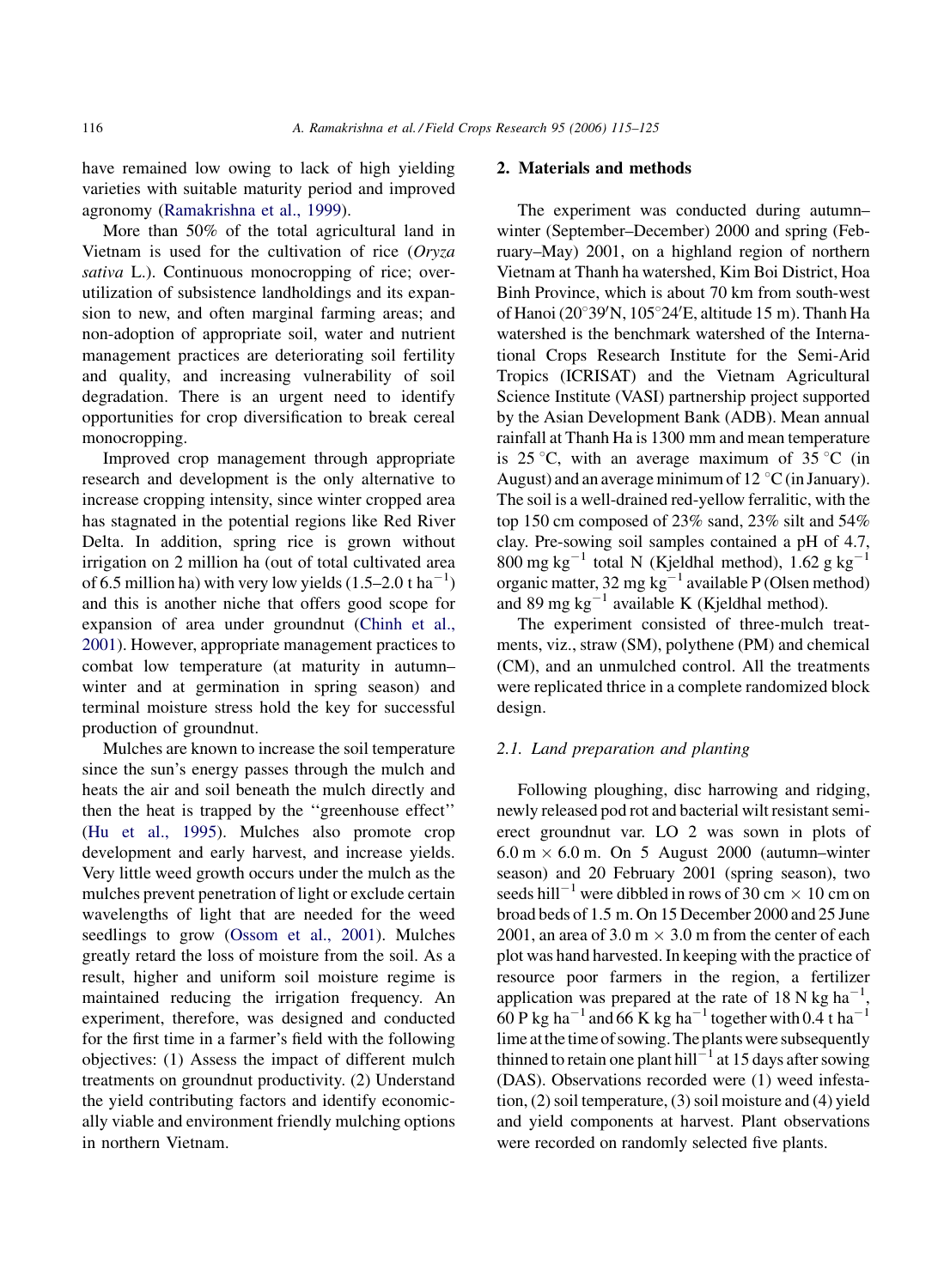have remained low owing to lack of high yielding varieties with suitable maturity period and improved agronomy (Ramakrishna et al., 1999).

More than 50% of the total agricultural land in Vietnam is used for the cultivation of rice (*Oryza sativa* L.). Continuous monocropping of rice; over-utilization of subsistence landholdings and its expansion to new, and often marginal farming areas; and non-adoption of appropriate soil, water and nutrient management practices are deteriorating soil fertility and quality, and increasing vulnerability of soil degradation. There is an urgent need to identify opportunities for crop diversification to break cereal monocropping.

Improved crop management through appropriate research and development is the only alternative to increase cropping intensity, since winter cropped area has stagnated in the potential regions like Red River Delta. In addition, spring rice is grown without irrigation on 2 million ha (out of total cultivated area of 6.5 million ha) with very low yields (1.5–2.0 t $ha^{-1}$) and this is another niche that offers good scope for expansion of area under groundnut (Chinh et al., 2001). However, appropriate management practices to combat low temperature (at maturity in autumn–winter and at germination in spring season) and terminal moisture stress hold the key for successful production of groundnut.

Mulches are known to increase the soil temperature since the sun's energy passes through the mulch and heats the air and soil beneath the mulch directly and then the heat is trapped by the ''greenhouse effect'' (Hu et al., 1995). Mulches also promote crop development and early harvest, and increase yields. Very little weed growth occurs under the mulch as the mulches prevent penetration of light or exclude certain wavelengths of light that are needed for the weed seedlings to grow (Ossom et al., 2001). Mulches greatly retard the loss of moisture from the soil. As a result, higher and uniform soil moisture regime is maintained reducing the irrigation frequency. An experiment, therefore, was designed and conducted for the first time in a farmer's field with the following objectives: (1) Assess the impact of different mulch treatments on groundnut productivity. (2) Understand the yield contributing factors and identify economically viable and environment friendly mulching options in northern Vietnam.

## 2. Materials and methods

The experiment was conducted during autumn–winter (September–December) 2000 and spring (February–May) 2001, on a highland region of northern Vietnam at Thanh ha watershed, Kim Boi District, Hoa Binh Province, which is about 70 km from south-west of Hanoi (20°39′N, 105°24′E, altitude 15 m). Thanh Ha watershed is the benchmark watershed of the International Crops Research Institute for the Semi-Arid Tropics (ICRISAT) and the Vietnam Agricultural Science Institute (VASI) partnership project supported by the Asian Development Bank (ADB). Mean annual rainfall at Thanh Ha is 1300 mm and mean temperature is 25 °C, with an average maximum of 35 °C (in August) and an average minimum of 12 °C (in January). The soil is a well-drained red-yellow ferralitic, with the top 150 cm composed of 23% sand, 23% silt and 54% clay. Pre-sowing soil samples contained a pH of 4.7, 800 mg $kg^{-1}$ total N (Kjeldhal method), 1.62 g $kg^{-1}$ organic matter, 32 mg $kg^{-1}$ available P (Olsen method) and 89 mg $kg^{-1}$ available K (Kjeldhal method).

The experiment consisted of three-mulch treatments, viz., straw (SM), polythene (PM) and chemical (CM), and an unmulched control. All the treatments were replicated thrice in a complete randomized block design.

### 2.1. Land preparation and planting

Following ploughing, disc harrowing and ridging, newly released pod rot and bacterial wilt resistant semi-erect groundnut var. LO 2 was sown in plots of 6.0 m × 6.0 m. On 5 August 2000 (autumn–winter season) and 20 February 2001 (spring season), two seeds $hill^{-1}$ were dibbled in rows of 30 cm × 10 cm on broad beds of 1.5 m. On 15 December 2000 and 25 June 2001, an area of 3.0 m × 3.0 m from the center of each plot was hand harvested. In keeping with the practice of resource poor farmers in the region, a fertilizer application was prepared at the rate of 18 N kg $ha^{-1}$, 60 P kg $ha^{-1}$ and 66 K kg $ha^{-1}$ together with 0.4 t $ha^{-1}$ lime at the time of sowing. The plants were subsequently thinned to retain one plant $hill^{-1}$ at 15 days after sowing (DAS). Observations recorded were (1) weed infestation, (2) soil temperature, (3) soil moisture and (4) yield and yield components at harvest. Plant observations were recorded on randomly selected five plants.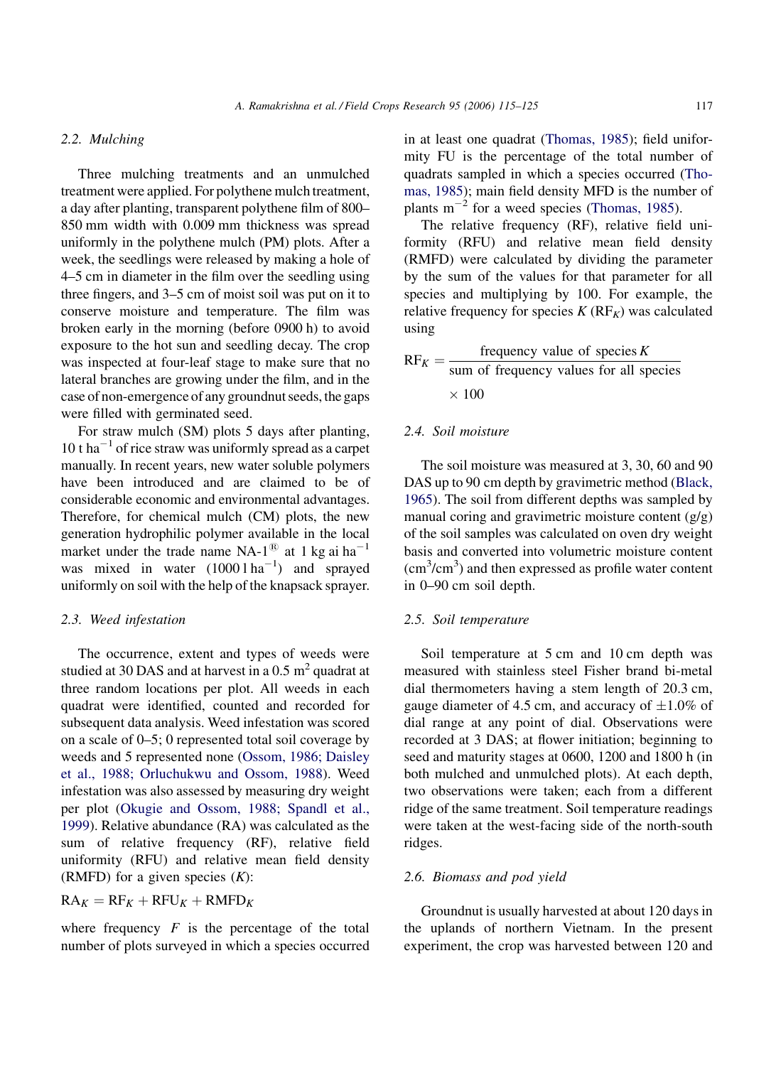### 2.2. Mulching

Three mulching treatments and an unmulched treatment were applied. For polythene mulch treatment, a day after planting, transparent polythene film of 800–850 mm width with 0.009 mm thickness was spread uniformly in the polythene mulch (PM) plots. After a week, the seedlings were released by making a hole of 4–5 cm in diameter in the film over the seedling using three fingers, and 3–5 cm of moist soil was put on it to conserve moisture and temperature. The film was broken early in the morning (before 0900 h) to avoid exposure to the hot sun and seedling decay. The crop was inspected at four-leaf stage to make sure that no lateral branches are growing under the film, and in the case of non-emergence of any groundnut seeds, the gaps were filled with germinated seed.

For straw mulch (SM) plots 5 days after planting, 10 t $ha^{-1}$ of rice straw was uniformly spread as a carpet manually. In recent years, new water soluble polymers have been introduced and are claimed to be of considerable economic and environmental advantages. Therefore, for chemical mulch (CM) plots, the new generation hydrophilic polymer available in the local market under the trade name NA-1® at 1 kg ai $ha^{-1}$ was mixed in water (1000 l $ha^{-1}$) and sprayed uniformly on soil with the help of the knapsack sprayer.

### 2.3. Weed infestation

The occurrence, extent and types of weeds were studied at 30 DAS and at harvest in a 0.5 $m^2$ quadrat at three random locations per plot. All weeds in each quadrat were identified, counted and recorded for subsequent data analysis. Weed infestation was scored on a scale of 0–5; 0 represented total soil coverage by weeds and 5 represented none (Ossom, 1986; Daisley et al., 1988; Orluchukwu and Ossom, 1988). Weed infestation was also assessed by measuring dry weight per plot (Okugie and Ossom, 1988; Spandl et al., 1999). Relative abundance (RA) was calculated as the sum of relative frequency (RF), relative field uniformity (RFU) and relative mean field density (RMFD) for a given species ($K$):

$$\mathrm{RA}_K = \mathrm{RF}_K + \mathrm{RFU}_K + \mathrm{RMFD}_K$$

where frequency $F$ is the percentage of the total number of plots surveyed in which a species occurred in at least one quadrat (Thomas, 1985); field uniformity FU is the percentage of the total number of quadrats sampled in which a species occurred (Thomas, 1985); main field density MFD is the number of plants $m^{-2}$ for a weed species (Thomas, 1985).

The relative frequency (RF), relative field uniformity (RFU) and relative mean field density (RMFD) were calculated by dividing the parameter by the sum of the values for that parameter for all species and multiplying by 100. For example, the relative frequency for species $K$ ($\mathrm{RF}_K$) was calculated using

$$\mathrm{RF}_K = \frac{\text{frequency value of species } K}{\text{sum of frequency values for all species}} \times 100$$

### 2.4. Soil moisture

The soil moisture was measured at 3, 30, 60 and 90 DAS up to 90 cm depth by gravimetric method (Black, 1965). The soil from different depths was sampled by manual coring and gravimetric moisture content (g/g) of the soil samples was calculated on oven dry weight basis and converted into volumetric moisture content ($cm^3/cm^3$) and then expressed as profile water content in 0–90 cm soil depth.

### 2.5. Soil temperature

Soil temperature at 5 cm and 10 cm depth was measured with stainless steel Fisher brand bi-metal dial thermometers having a stem length of 20.3 cm, gauge diameter of 4.5 cm, and accuracy of ±1.0% of dial range at any point of dial. Observations were recorded at 3 DAS; at flower initiation; beginning to seed and maturity stages at 0600, 1200 and 1800 h (in both mulched and unmulched plots). At each depth, two observations were taken; each from a different ridge of the same treatment. Soil temperature readings were taken at the west-facing side of the north-south ridges.

### 2.6. Biomass and pod yield

Groundnut is usually harvested at about 120 days in the uplands of northern Vietnam. In the present experiment, the crop was harvested between 120 and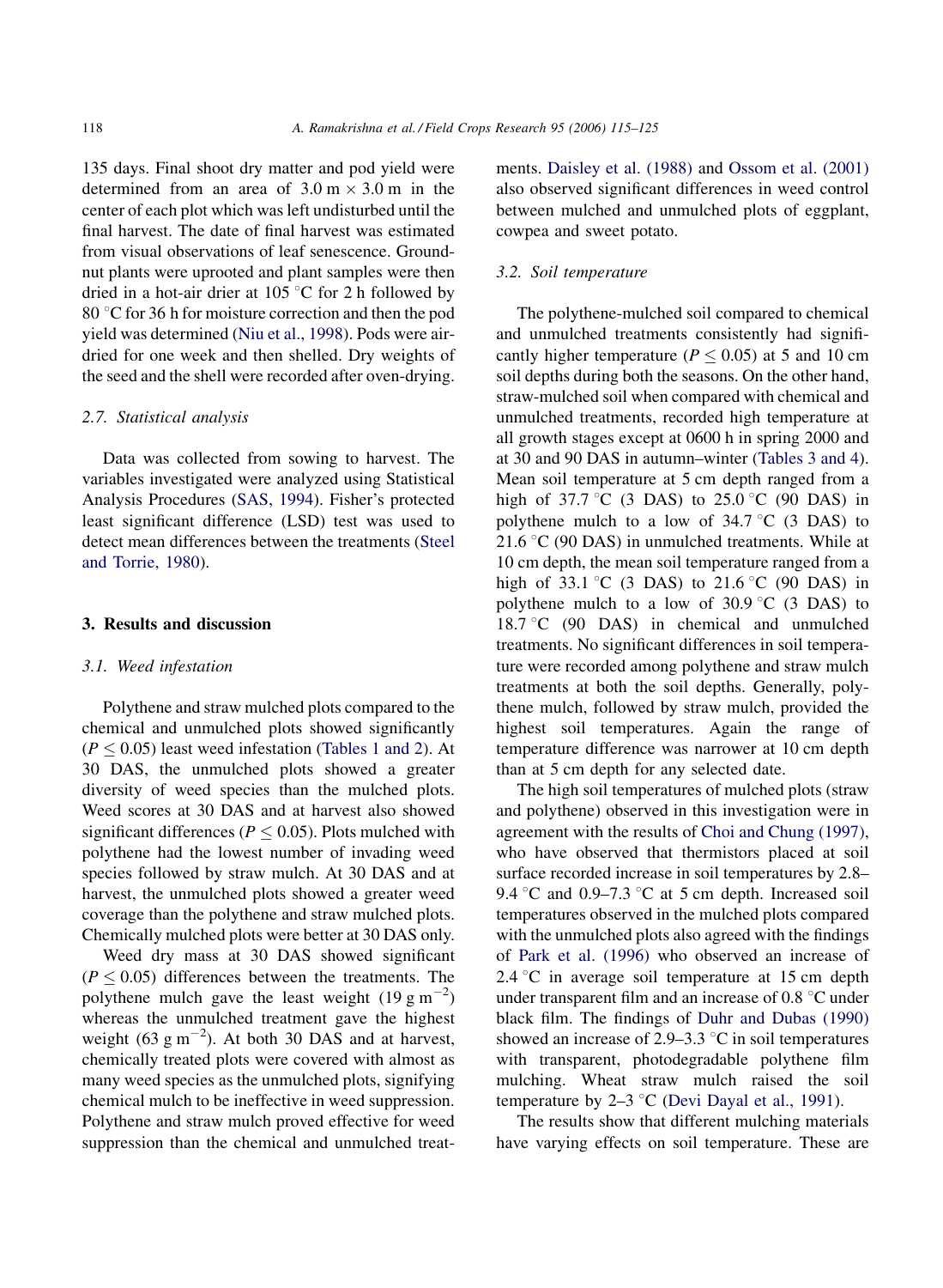135 days. Final shoot dry matter and pod yield were determined from an area of 3.0 m × 3.0 m in the center of each plot which was left undisturbed until the final harvest. The date of final harvest was estimated from visual observations of leaf senescence. Groundnut plants were uprooted and plant samples were then dried in a hot-air drier at 105 °C for 2 h followed by 80 °C for 36 h for moisture correction and then the pod yield was determined (Niu et al., 1998). Pods were air-dried for one week and then shelled. Dry weights of the seed and the shell were recorded after oven-drying.

### 2.7. Statistical analysis

Data was collected from sowing to harvest. The variables investigated were analyzed using Statistical Analysis Procedures (SAS, 1994). Fisher's protected least significant difference (LSD) test was used to detect mean differences between the treatments (Steel and Torrie, 1980).

## 3. Results and discussion

### 3.1. Weed infestation

Polythene and straw mulched plots compared to the chemical and unmulched plots showed significantly ($P \leq 0.05$) least weed infestation (Tables 1 and 2). At 30 DAS, the unmulched plots showed a greater diversity of weed species than the mulched plots. Weed scores at 30 DAS and at harvest also showed significant differences ($P \leq 0.05$). Plots mulched with polythene had the lowest number of invading weed species followed by straw mulch. At 30 DAS and at harvest, the unmulched plots showed a greater weed coverage than the polythene and straw mulched plots. Chemically mulched plots were better at 30 DAS only.

Weed dry mass at 30 DAS showed significant ($P \leq 0.05$) differences between the treatments. The polythene mulch gave the least weight (19 g m$^{-2}$) whereas the unmulched treatment gave the highest weight (63 g m$^{-2}$). At both 30 DAS and at harvest, chemically treated plots were covered with almost as many weed species as the unmulched plots, signifying chemical mulch to be ineffective in weed suppression. Polythene and straw mulch proved effective for weed suppression than the chemical and unmulched treatments. Daisley et al. (1988) and Ossom et al. (2001) also observed significant differences in weed control between mulched and unmulched plots of eggplant, cowpea and sweet potato.

### 3.2. Soil temperature

The polythene-mulched soil compared to chemical and unmulched treatments consistently had significantly higher temperature ($P \leq 0.05$) at 5 and 10 cm soil depths during both the seasons. On the other hand, straw-mulched soil when compared with chemical and unmulched treatments, recorded high temperature at all growth stages except at 0600 h in spring 2000 and at 30 and 90 DAS in autumn–winter (Tables 3 and 4). Mean soil temperature at 5 cm depth ranged from a high of 37.7 °C (3 DAS) to 25.0 °C (90 DAS) in polythene mulch to a low of 34.7 °C (3 DAS) to 21.6 °C (90 DAS) in unmulched treatments. While at 10 cm depth, the mean soil temperature ranged from a high of 33.1 °C (3 DAS) to 21.6 °C (90 DAS) in polythene mulch to a low of 30.9 °C (3 DAS) to 18.7 °C (90 DAS) in chemical and unmulched treatments. No significant differences in soil temperature were recorded among polythene and straw mulch treatments at both the soil depths. Generally, polythene mulch, followed by straw mulch, provided the highest soil temperatures. Again the range of temperature difference was narrower at 10 cm depth than at 5 cm depth for any selected date.

The high soil temperatures of mulched plots (straw and polythene) observed in this investigation were in agreement with the results of Choi and Chung (1997), who have observed that thermistors placed at soil surface recorded increase in soil temperatures by 2.8–9.4 °C and 0.9–7.3 °C at 5 cm depth. Increased soil temperatures observed in the mulched plots compared with the unmulched plots also agreed with the findings of Park et al. (1996) who observed an increase of 2.4 °C in average soil temperature at 15 cm depth under transparent film and an increase of 0.8 °C under black film. The findings of Duhr and Dubas (1990) showed an increase of 2.9–3.3 °C in soil temperatures with transparent, photodegradable polythene film mulching. Wheat straw mulch raised the soil temperature by 2–3 °C (Devi Dayal et al., 1991).

The results show that different mulching materials have varying effects on soil temperature. These are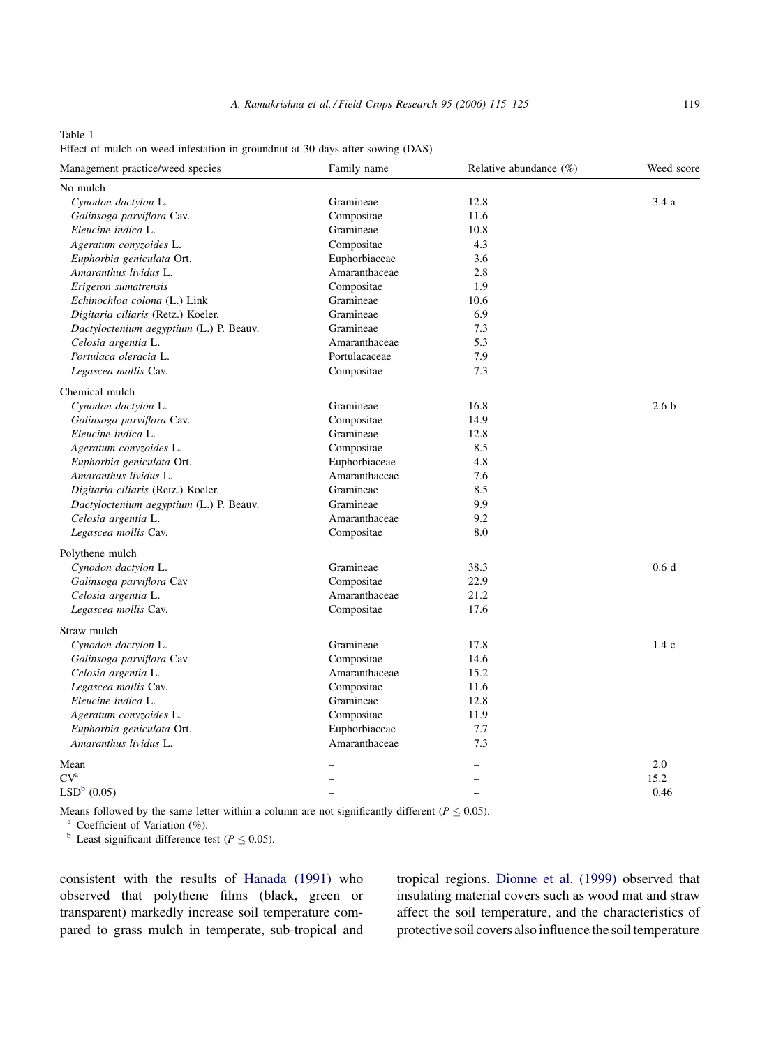Table 1

Effect of mulch on weed infestation in groundnut at 30 days after sowing (DAS)

| Management practice/weed species | Family name | Relative abundance (%) | Weed score |
|---|---|---|---|
| No mulch | | | |
| *Cynodon dactylon* L. | Gramineae | 12.8 | 3.4 a |
| *Galinsoga parviflora* Cav. | Compositae | 11.6 | |
| *Eleucine indica* L. | Gramineae | 10.8 | |
| *Ageratum conyzoides* L. | Compositae | 4.3 | |
| *Euphorbia geniculata* Ort. | Euphorbiaceae | 3.6 | |
| *Amaranthus lividus* L. | Amaranthaceae | 2.8 | |
| *Erigeron sumatrensis* | Compositae | 1.9 | |
| *Echinochloa colona* (L.) Link | Gramineae | 10.6 | |
| *Digitaria ciliaris* (Retz.) Koeler. | Gramineae | 6.9 | |
| *Dactyloctenium aegyptium* (L.) P. Beauv. | Gramineae | 7.3 | |
| *Celosia argentia* L. | Amaranthaceae | 5.3 | |
| *Portulaca oleracia* L. | Portulacaceae | 7.9 | |
| *Legascea mollis* Cav. | Compositae | 7.3 | |
| Chemical mulch | | | |
| *Cynodon dactylon* L. | Gramineae | 16.8 | 2.6 b |
| *Galinsoga parviflora* Cav. | Compositae | 14.9 | |
| *Eleucine indica* L. | Gramineae | 12.8 | |
| *Ageratum conyzoides* L. | Compositae | 8.5 | |
| *Euphorbia geniculata* Ort. | Euphorbiaceae | 4.8 | |
| *Amaranthus lividus* L. | Amaranthaceae | 7.6 | |
| *Digitaria ciliaris* (Retz.) Koeler. | Gramineae | 8.5 | |
| *Dactyloctenium aegyptium* (L.) P. Beauv. | Gramineae | 9.9 | |
| *Celosia argentia* L. | Amaranthaceae | 9.2 | |
| *Legascea mollis* Cav. | Compositae | 8.0 | |
| Polythene mulch | | | |
| *Cynodon dactylon* L. | Gramineae | 38.3 | 0.6 d |
| *Galinsoga parviflora* Cav | Compositae | 22.9 | |
| *Celosia argentia* L. | Amaranthaceae | 21.2 | |
| *Legascea mollis* Cav. | Compositae | 17.6 | |
| Straw mulch | | | |
| *Cynodon dactylon* L. | Gramineae | 17.8 | 1.4 c |
| *Galinsoga parviflora* Cav | Compositae | 14.6 | |
| *Celosia argentia* L. | Amaranthaceae | 15.2 | |
| *Legascea mollis* Cav. | Compositae | 11.6 | |
| *Eleucine indica* L. | Gramineae | 12.8 | |
| *Ageratum conyzoides* L. | Compositae | 11.9 | |
| *Euphorbia geniculata* Ort. | Euphorbiaceae | 7.7 | |
| *Amaranthus lividus* L. | Amaranthaceae | 7.3 | |
| Mean | – | – | 2.0 |
| CV[a] | – | – | 15.2 |
| LSD[b] (0.05) | – | – | 0.46 |

Means followed by the same letter within a column are not significantly different ($P \leq 0.05$).

[a] Coefficient of Variation (%).

[b] Least significant difference test ($P \leq 0.05$).

consistent with the results of Hanada (1991) who observed that polythene films (black, green or transparent) markedly increase soil temperature compared to grass mulch in temperate, sub-tropical and tropical regions. Dionne et al. (1999) observed that insulating material covers such as wood mat and straw affect the soil temperature, and the characteristics of protective soil covers also influence the soil temperature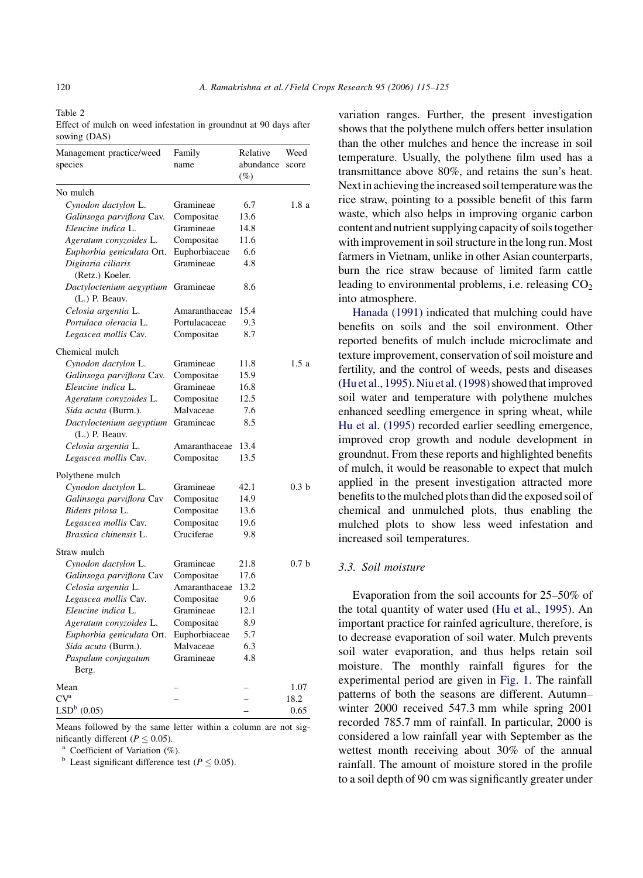Table 2
Effect of mulch on weed infestation in groundnut at 90 days after sowing (DAS)

| Management practice/weed species | Family name | Relative abundance (%) | Weed score |
|---|---|---|---|
| No mulch | | | |
| *Cynodon dactylon* L. | Gramineae | 6.7 | 1.8 a |
| *Galinsoga parviflora* Cav. | Compositae | 13.6 | |
| *Eleucine indica* L. | Gramineae | 14.8 | |
| *Ageratum conyzoides* L. | Compositae | 11.6 | |
| *Euphorbia geniculata* Ort. | Euphorbiaceae | 6.6 | |
| *Digitaria ciliaris* (Retz.) Koeler. | Gramineae | 4.8 | |
| *Dactyloctenium aegyptium* (L.) P. Beauv. | Gramineae | 8.6 | |
| *Celosia argentia* L. | Amaranthaceae | 15.4 | |
| *Portulaca oleracia* L. | Portulacaceae | 9.3 | |
| *Legascea mollis* Cav. | Compositae | 8.7 | |
| Chemical mulch | | | |
| *Cynodon dactylon* L. | Gramineae | 11.8 | 1.5 a |
| *Galinsoga parviflora* Cav. | Compositae | 15.9 | |
| *Eleucine indica* L. | Gramineae | 16.8 | |
| *Ageratum conyzoides* L. | Compositae | 12.5 | |
| *Sida acuta* (Burm.). | Malvaceae | 7.6 | |
| *Dactyloctenium aegyptium* (L.) P. Beauv. | Gramineae | 8.5 | |
| *Celosia argentia* L. | Amaranthaceae | 13.4 | |
| *Legascea mollis* Cav. | Compositae | 13.5 | |
| Polythene mulch | | | |
| *Cynodon dactylon* L. | Gramineae | 42.1 | 0.3 b |
| *Galinsoga parviflora* Cav | Compositae | 14.9 | |
| *Bidens pilosa* L. | Compositae | 13.6 | |
| *Legascea mollis* Cav. | Compositae | 19.6 | |
| *Brassica chinensis* L. | Cruciferae | 9.8 | |
| Straw mulch | | | |
| *Cynodon dactylon* L. | Gramineae | 21.8 | 0.7 b |
| *Galinsoga parviflora* Cav | Compositae | 17.6 | |
| *Celosia argentia* L. | Amaranthaceae | 13.2 | |
| *Legascea mollis* Cav. | Compositae | 9.6 | |
| *Eleucine indica* L. | Gramineae | 12.1 | |
| *Ageratum conyzoides* L. | Compositae | 8.9 | |
| *Euphorbia geniculata* Ort. | Euphorbiaceae | 5.7 | |
| *Sida acuta* (Burm.). | Malvaceae | 6.3 | |
| *Paspalum conjugatum* Berg. | Gramineae | 4.8 | |
| Mean | – | – | 1.07 |
| CV[a] | – | – | 18.2 |
| LSD[b] (0.05) | | – | 0.65 |

Means followed by the same letter within a column are not significantly different ($P \leq 0.05$).
[a] Coefficient of Variation (%).
[b] Least significant difference test ($P \leq 0.05$).

variation ranges. Further, the present investigation shows that the polythene mulch offers better insulation than the other mulches and hence the increase in soil temperature. Usually, the polythene film used has a transmittance above 80%, and retains the sun's heat. Next in achieving the increased soil temperature was the rice straw, pointing to a possible benefit of this farm waste, which also helps in improving organic carbon content and nutrient supplying capacity of soils together with improvement in soil structure in the long run. Most farmers in Vietnam, unlike in other Asian counterparts, burn the rice straw because of limited farm cattle leading to environmental problems, i.e. releasing $CO_2$ into atmosphere.

Hanada (1991) indicated that mulching could have benefits on soils and the soil environment. Other reported benefits of mulch include microclimate and texture improvement, conservation of soil moisture and fertility, and the control of weeds, pests and diseases (Hu et al., 1995). Niu et al. (1998) showed that improved soil water and temperature with polythene mulches enhanced seedling emergence in spring wheat, while Hu et al. (1995) recorded earlier seedling emergence, improved crop growth and nodule development in groundnut. From these reports and highlighted benefits of mulch, it would be reasonable to expect that mulch applied in the present investigation attracted more benefits to the mulched plots than did the exposed soil of chemical and unmulched plots, thus enabling the mulched plots to show less weed infestation and increased soil temperatures.

### 3.3. Soil moisture

Evaporation from the soil accounts for 25–50% of the total quantity of water used (Hu et al., 1995). An important practice for rainfed agriculture, therefore, is to decrease evaporation of soil water. Mulch prevents soil water evaporation, and thus helps retain soil moisture. The monthly rainfall figures for the experimental period are given in Fig. 1. The rainfall patterns of both the seasons are different. Autumn–winter 2000 received 547.3 mm while spring 2001 recorded 785.7 mm of rainfall. In particular, 2000 is considered a low rainfall year with September as the wettest month receiving about 30% of the annual rainfall. The amount of moisture stored in the profile to a soil depth of 90 cm was significantly greater under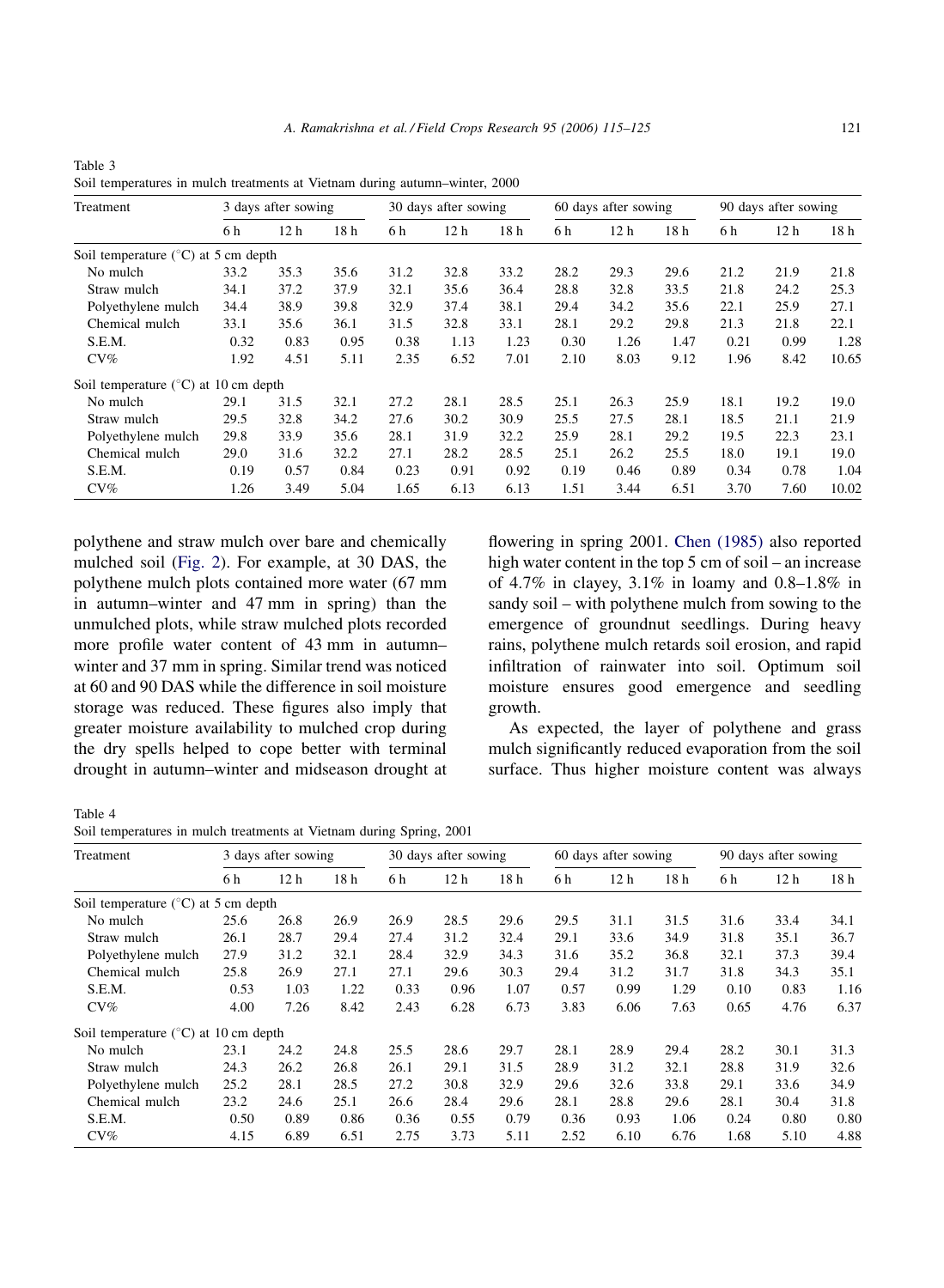Table 3
Soil temperatures in mulch treatments at Vietnam during autumn–winter, 2000

| Treatment | 3 days after sowing | | | 30 days after sowing | | | 60 days after sowing | | | 90 days after sowing | | |
|---|---|---|---|---|---|---|---|---|---|---|---|---|
| | 6 h | 12 h | 18 h | 6 h | 12 h | 18 h | 6 h | 12 h | 18 h | 6 h | 12 h | 18 h |
| Soil temperature (°C) at 5 cm depth | | | | | | | | | | | | |
| No mulch | 33.2 | 35.3 | 35.6 | 31.2 | 32.8 | 33.2 | 28.2 | 29.3 | 29.6 | 21.2 | 21.9 | 21.8 |
| Straw mulch | 34.1 | 37.2 | 37.9 | 32.1 | 35.6 | 36.4 | 28.8 | 32.8 | 33.5 | 21.8 | 24.2 | 25.3 |
| Polyethylene mulch | 34.4 | 38.9 | 39.8 | 32.9 | 37.4 | 38.1 | 29.4 | 34.2 | 35.6 | 22.1 | 25.9 | 27.1 |
| Chemical mulch | 33.1 | 35.6 | 36.1 | 31.5 | 32.8 | 33.1 | 28.1 | 29.2 | 29.8 | 21.3 | 21.8 | 22.1 |
| S.E.M. | 0.32 | 0.83 | 0.95 | 0.38 | 1.13 | 1.23 | 0.30 | 1.26 | 1.47 | 0.21 | 0.99 | 1.28 |
| CV% | 1.92 | 4.51 | 5.11 | 2.35 | 6.52 | 7.01 | 2.10 | 8.03 | 9.12 | 1.96 | 8.42 | 10.65 |
| Soil temperature (°C) at 10 cm depth | | | | | | | | | | | | |
| No mulch | 29.1 | 31.5 | 32.1 | 27.2 | 28.1 | 28.5 | 25.1 | 26.3 | 25.9 | 18.1 | 19.2 | 19.0 |
| Straw mulch | 29.5 | 32.8 | 34.2 | 27.6 | 30.2 | 30.9 | 25.5 | 27.5 | 28.1 | 18.5 | 21.1 | 21.9 |
| Polyethylene mulch | 29.8 | 33.9 | 35.6 | 28.1 | 31.9 | 32.2 | 25.9 | 28.1 | 29.2 | 19.5 | 22.3 | 23.1 |
| Chemical mulch | 29.0 | 31.6 | 32.2 | 27.1 | 28.2 | 28.5 | 25.1 | 26.2 | 25.5 | 18.0 | 19.1 | 19.0 |
| S.E.M. | 0.19 | 0.57 | 0.84 | 0.23 | 0.91 | 0.92 | 0.19 | 0.46 | 0.89 | 0.34 | 0.78 | 1.04 |
| CV% | 1.26 | 3.49 | 5.04 | 1.65 | 6.13 | 6.13 | 1.51 | 3.44 | 6.51 | 3.70 | 7.60 | 10.02 |

polythene and straw mulch over bare and chemically mulched soil (Fig. 2). For example, at 30 DAS, the polythene mulch plots contained more water (67 mm in autumn–winter and 47 mm in spring) than the unmulched plots, while straw mulched plots recorded more profile water content of 43 mm in autumn–winter and 37 mm in spring. Similar trend was noticed at 60 and 90 DAS while the difference in soil moisture storage was reduced. These figures also imply that greater moisture availability to mulched crop during the dry spells helped to cope better with terminal drought in autumn–winter and midseason drought at flowering in spring 2001. Chen (1985) also reported high water content in the top 5 cm of soil – an increase of 4.7% in clayey, 3.1% in loamy and 0.8–1.8% in sandy soil – with polythene mulch from sowing to the emergence of groundnut seedlings. During heavy rains, polythene mulch retards soil erosion, and rapid infiltration of rainwater into soil. Optimum soil moisture ensures good emergence and seedling growth.

As expected, the layer of polythene and grass mulch significantly reduced evaporation from the soil surface. Thus higher moisture content was always

Table 4
Soil temperatures in mulch treatments at Vietnam during Spring, 2001

| Treatment | 3 days after sowing | | | 30 days after sowing | | | 60 days after sowing | | | 90 days after sowing | | |
|---|---|---|---|---|---|---|---|---|---|---|---|---|
| | 6 h | 12 h | 18 h | 6 h | 12 h | 18 h | 6 h | 12 h | 18 h | 6 h | 12 h | 18 h |
| Soil temperature (°C) at 5 cm depth | | | | | | | | | | | | |
| No mulch | 25.6 | 26.8 | 26.9 | 26.9 | 28.5 | 29.6 | 29.5 | 31.1 | 31.5 | 31.6 | 33.4 | 34.1 |
| Straw mulch | 26.1 | 28.7 | 29.4 | 27.4 | 31.2 | 32.4 | 29.1 | 33.6 | 34.9 | 31.8 | 35.1 | 36.7 |
| Polyethylene mulch | 27.9 | 31.2 | 32.1 | 28.4 | 32.9 | 34.3 | 31.6 | 35.2 | 36.8 | 32.1 | 37.3 | 39.4 |
| Chemical mulch | 25.8 | 26.9 | 27.1 | 27.1 | 29.6 | 30.3 | 29.4 | 31.2 | 31.7 | 31.8 | 34.3 | 35.1 |
| S.E.M. | 0.53 | 1.03 | 1.22 | 0.33 | 0.96 | 1.07 | 0.57 | 0.99 | 1.29 | 0.10 | 0.83 | 1.16 |
| CV% | 4.00 | 7.26 | 8.42 | 2.43 | 6.28 | 6.73 | 3.83 | 6.06 | 7.63 | 0.65 | 4.76 | 6.37 |
| Soil temperature (°C) at 10 cm depth | | | | | | | | | | | | |
| No mulch | 23.1 | 24.2 | 24.8 | 25.5 | 28.6 | 29.7 | 28.1 | 28.9 | 29.4 | 28.2 | 30.1 | 31.3 |
| Straw mulch | 24.3 | 26.2 | 26.8 | 26.1 | 29.1 | 31.5 | 28.9 | 31.2 | 32.1 | 28.8 | 31.9 | 32.6 |
| Polyethylene mulch | 25.2 | 28.1 | 28.5 | 27.2 | 30.8 | 32.9 | 29.6 | 32.6 | 33.8 | 29.1 | 33.6 | 34.9 |
| Chemical mulch | 23.2 | 24.6 | 25.1 | 26.6 | 28.4 | 29.6 | 28.1 | 28.8 | 29.6 | 28.1 | 30.4 | 31.8 |
| S.E.M. | 0.50 | 0.89 | 0.86 | 0.36 | 0.55 | 0.79 | 0.36 | 0.93 | 1.06 | 0.24 | 0.80 | 0.80 |
| CV% | 4.15 | 6.89 | 6.51 | 2.75 | 3.73 | 5.11 | 2.52 | 6.10 | 6.76 | 1.68 | 5.10 | 4.88 |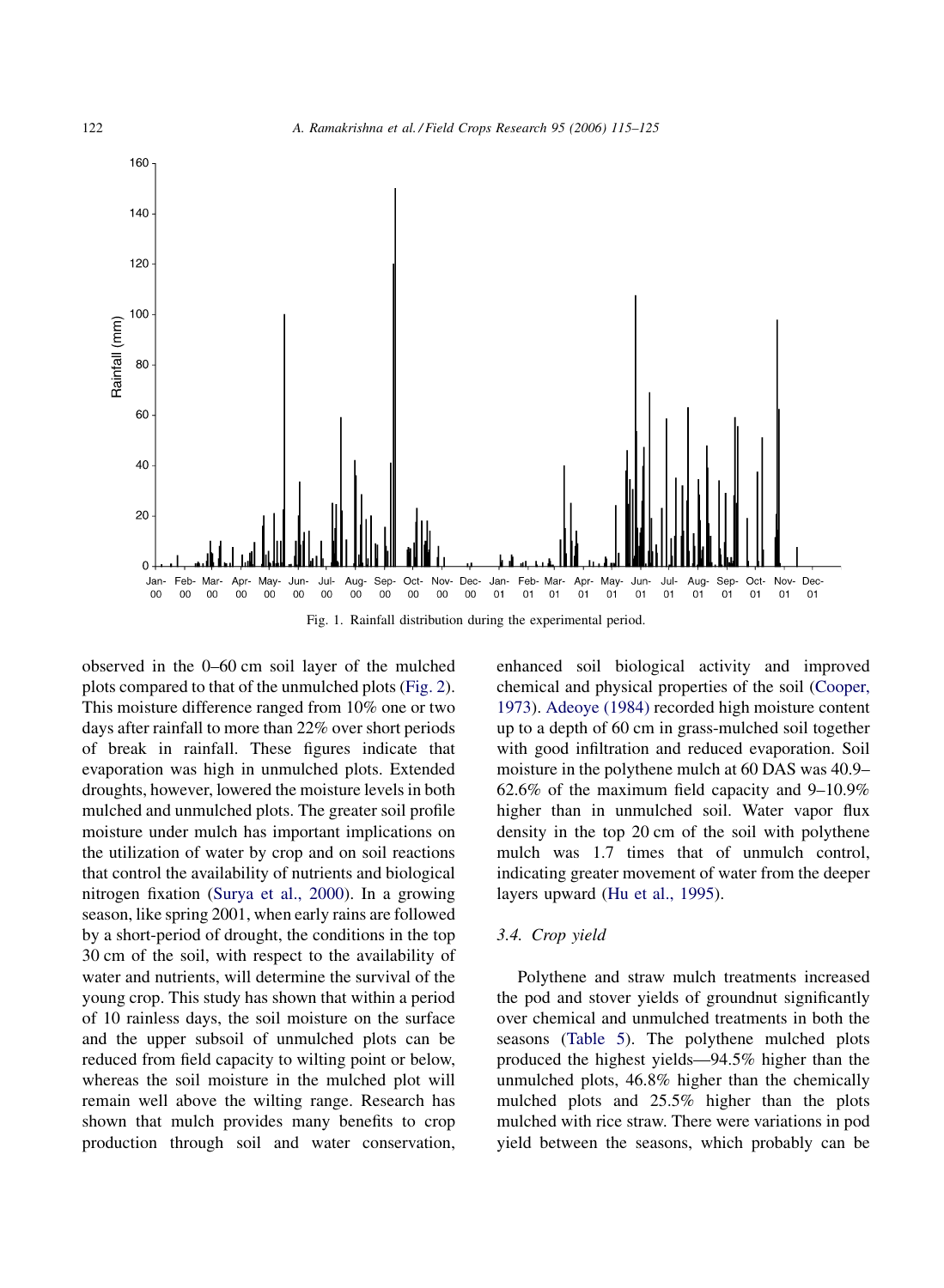Fig. 1. Rainfall distribution during the experimental period.

observed in the 0–60 cm soil layer of the mulched plots compared to that of the unmulched plots (Fig. 2). This moisture difference ranged from 10% one or two days after rainfall to more than 22% over short periods of break in rainfall. These figures indicate that evaporation was high in unmulched plots. Extended droughts, however, lowered the moisture levels in both mulched and unmulched plots. The greater soil profile moisture under mulch has important implications on the utilization of water by crop and on soil reactions that control the availability of nutrients and biological nitrogen fixation (Surya et al., 2000). In a growing season, like spring 2001, when early rains are followed by a short-period of drought, the conditions in the top 30 cm of the soil, with respect to the availability of water and nutrients, will determine the survival of the young crop. This study has shown that within a period of 10 rainless days, the soil moisture on the surface and the upper subsoil of unmulched plots can be reduced from field capacity to wilting point or below, whereas the soil moisture in the mulched plot will remain well above the wilting range. Research has shown that mulch provides many benefits to crop production through soil and water conservation, enhanced soil biological activity and improved chemical and physical properties of the soil (Cooper, 1973). Adeoye (1984) recorded high moisture content up to a depth of 60 cm in grass-mulched soil together with good infiltration and reduced evaporation. Soil moisture in the polythene mulch at 60 DAS was 40.9–62.6% of the maximum field capacity and 9–10.9% higher than in unmulched soil. Water vapor flux density in the top 20 cm of the soil with polythene mulch was 1.7 times that of unmulch control, indicating greater movement of water from the deeper layers upward (Hu et al., 1995).

### 3.4. Crop yield

Polythene and straw mulch treatments increased the pod and stover yields of groundnut significantly over chemical and unmulched treatments in both the seasons (Table 5). The polythene mulched plots produced the highest yields—94.5% higher than the unmulched plots, 46.8% higher than the chemically mulched plots and 25.5% higher than the plots mulched with rice straw. There were variations in pod yield between the seasons, which probably can be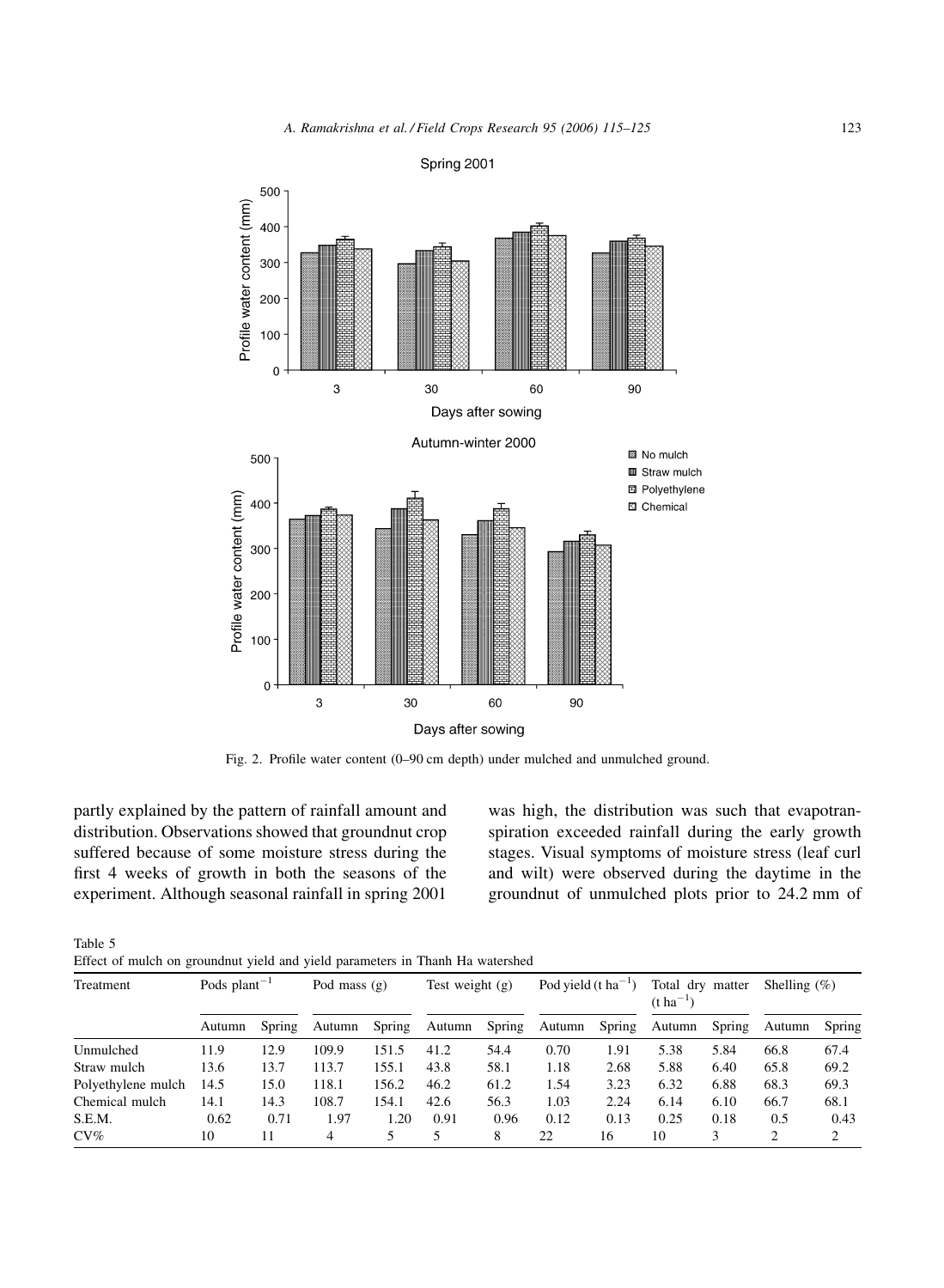Fig. 2. Profile water content (0–90 cm depth) under mulched and unmulched ground.

partly explained by the pattern of rainfall amount and distribution. Observations showed that groundnut crop suffered because of some moisture stress during the first 4 weeks of growth in both the seasons of the experiment. Although seasonal rainfall in spring 2001 was high, the distribution was such that evapotranspiration exceeded rainfall during the early growth stages. Visual symptoms of moisture stress (leaf curl and wilt) were observed during the daytime in the groundnut of unmulched plots prior to 24.2 mm of

Table 5
Effect of mulch on groundnut yield and yield parameters in Thanh Ha watershed

| Treatment | Pods plant$^{-1}$ | | Pod mass (g) | | Test weight (g) | | Pod yield (t ha$^{-1}$) | | Total dry matter (t ha$^{-1}$) | | Shelling (%) | |
|---|---|---|---|---|---|---|---|---|---|---|---|---|
| | Autumn | Spring | Autumn | Spring | Autumn | Spring | Autumn | Spring | Autumn | Spring | Autumn | Spring |
| Unmulched | 11.9 | 12.9 | 109.9 | 151.5 | 41.2 | 54.4 | 0.70 | 1.91 | 5.38 | 5.84 | 66.8 | 67.4 |
| Straw mulch | 13.6 | 13.7 | 113.7 | 155.1 | 43.8 | 58.1 | 1.18 | 2.68 | 5.88 | 6.40 | 65.8 | 69.2 |
| Polyethylene mulch | 14.5 | 15.0 | 118.1 | 156.2 | 46.2 | 61.2 | 1.54 | 3.23 | 6.32 | 6.88 | 68.3 | 69.3 |
| Chemical mulch | 14.1 | 14.3 | 108.7 | 154.1 | 42.6 | 56.3 | 1.03 | 2.24 | 6.14 | 6.10 | 66.7 | 68.1 |
| S.E.M. | 0.62 | 0.71 | 1.97 | 1.20 | 0.91 | 0.96 | 0.12 | 0.13 | 0.25 | 0.18 | 0.5 | 0.43 |
| CV% | 10 | 11 | 4 | 5 | 5 | 8 | 22 | 16 | 10 | 3 | 2 | 2 |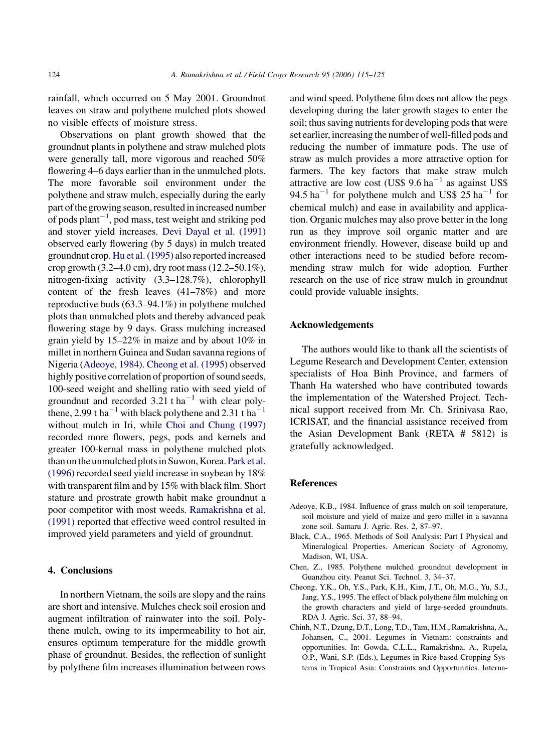rainfall, which occurred on 5 May 2001. Groundnut leaves on straw and polythene mulched plots showed no visible effects of moisture stress.

Observations on plant growth showed that the groundnut plants in polythene and straw mulched plots were generally tall, more vigorous and reached 50% flowering 4–6 days earlier than in the unmulched plots. The more favorable soil environment under the polythene and straw mulch, especially during the early part of the growing season, resulted in increased number of pods plant$^{-1}$, pod mass, test weight and striking pod and stover yield increases. Devi Dayal et al. (1991) observed early flowering (by 5 days) in mulch treated groundnut crop. Hu et al. (1995) also reported increased crop growth (3.2–4.0 cm), dry root mass (12.2–50.1%), nitrogen-fixing activity (3.3–128.7%), chlorophyll content of the fresh leaves (41–78%) and more reproductive buds (63.3–94.1%) in polythene mulched plots than unmulched plots and thereby advanced peak flowering stage by 9 days. Grass mulching increased grain yield by 15–22% in maize and by about 10% in millet in northern Guinea and Sudan savanna regions of Nigeria (Adeoye, 1984). Cheong et al. (1995) observed highly positive correlation of proportion of sound seeds, 100-seed weight and shelling ratio with seed yield of groundnut and recorded 3.21 t ha$^{-1}$ with clear polythene, 2.99 t ha$^{-1}$ with black polythene and 2.31 t ha$^{-1}$ without mulch in Iri, while Choi and Chung (1997) recorded more flowers, pegs, pods and kernels and greater 100-kernal mass in polythene mulched plots than on the unmulched plots in Suwon, Korea. Park et al. (1996) recorded seed yield increase in soybean by 18% with transparent film and by 15% with black film. Short stature and prostrate growth habit make groundnut a poor competitor with most weeds. Ramakrishna et al. (1991) reported that effective weed control resulted in improved yield parameters and yield of groundnut.

## 4. Conclusions

In northern Vietnam, the soils are slopy and the rains are short and intensive. Mulches check soil erosion and augment infiltration of rainwater into the soil. Polythene mulch, owing to its impermeability to hot air, ensures optimum temperature for the middle growth phase of groundnut. Besides, the reflection of sunlight by polythene film increases illumination between rows and wind speed. Polythene film does not allow the pegs developing during the later growth stages to enter the soil; thus saving nutrients for developing pods that were set earlier, increasing the number of well-filled pods and reducing the number of immature pods. The use of straw as mulch provides a more attractive option for farmers. The key factors that make straw mulch attractive are low cost (US\$ 9.6 ha$^{-1}$ as against US\$ 94.5 ha$^{-1}$ for polythene mulch and US\$ 25 ha$^{-1}$ for chemical mulch) and ease in availability and application. Organic mulches may also prove better in the long run as they improve soil organic matter and are environment friendly. However, disease build up and other interactions need to be studied before recommending straw mulch for wide adoption. Further research on the use of rice straw mulch in groundnut could provide valuable insights.

## Acknowledgements

The authors would like to thank all the scientists of Legume Research and Development Center, extension specialists of Hoa Binh Province, and farmers of Thanh Ha watershed who have contributed towards the implementation of the Watershed Project. Technical support received from Mr. Ch. Srinivasa Rao, ICRISAT, and the financial assistance received from the Asian Development Bank (RETA # 5812) is gratefully acknowledged.

## References

Adeoye, K.B., 1984. Influence of grass mulch on soil temperature, soil moisture and yield of maize and gero millet in a savanna zone soil. Samaru J. Agric. Res. 2, 87–97.

Black, C.A., 1965. Methods of Soil Analysis: Part I Physical and Mineralogical Properties. American Society of Agronomy, Madison, WI, USA.

Chen, Z., 1985. Polythene mulched groundnut development in Guanzhou city. Peanut Sci. Technol. 3, 34–37.

Cheong, Y.K., Oh, Y.S., Park, K.H., Kim, J.T., Oh, M.G., Yu, S.J., Jang, Y.S., 1995. The effect of black polythene film mulching on the growth characters and yield of large-seeded groundnuts. RDA J. Agric. Sci. 37, 88–94.

Chinh, N.T., Dzung, D.T., Long, T.D., Tam, H.M., Ramakrishna, A., Johansen, C., 2001. Legumes in Vietnam: constraints and opportunities. In: Gowda, C.L.L., Ramakrishna, A., Rupela, O.P., Wani, S.P. (Eds.), Legumes in Rice-based Cropping Systems in Tropical Asia: Constraints and Opportunities. Interna-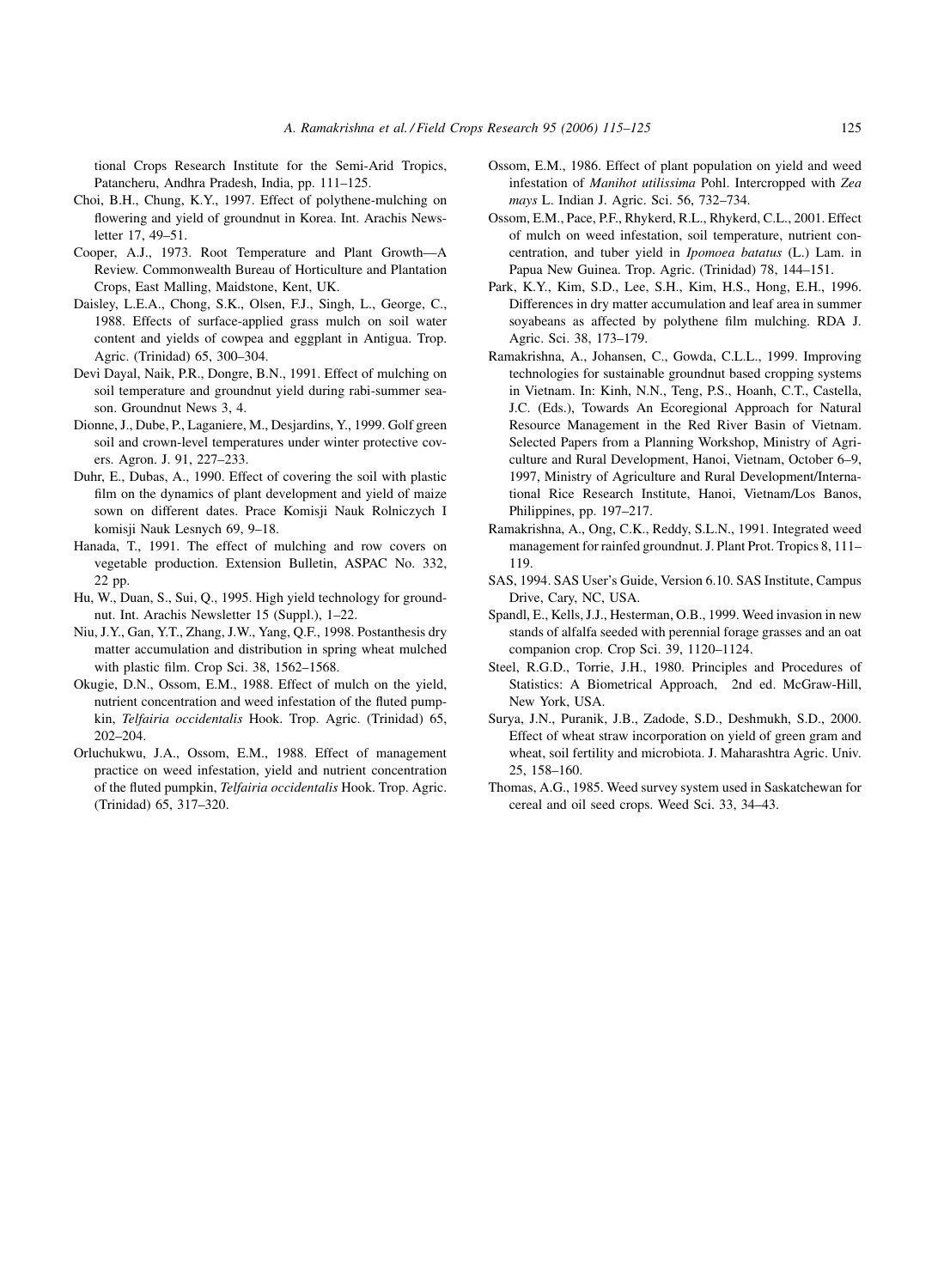tional Crops Research Institute for the Semi-Arid Tropics, Patancheru, Andhra Pradesh, India, pp. 111–125.

Choi, B.H., Chung, K.Y., 1997. Effect of polythene-mulching on flowering and yield of groundnut in Korea. Int. Arachis Newsletter 17, 49–51.

Cooper, A.J., 1973. Root Temperature and Plant Growth—A Review. Commonwealth Bureau of Horticulture and Plantation Crops, East Malling, Maidstone, Kent, UK.

Daisley, L.E.A., Chong, S.K., Olsen, F.J., Singh, L., George, C., 1988. Effects of surface-applied grass mulch on soil water content and yields of cowpea and eggplant in Antigua. Trop. Agric. (Trinidad) 65, 300–304.

Devi Dayal, Naik, P.R., Dongre, B.N., 1991. Effect of mulching on soil temperature and groundnut yield during rabi-summer season. Groundnut News 3, 4.

Dionne, J., Dube, P., Laganiere, M., Desjardins, Y., 1999. Golf green soil and crown-level temperatures under winter protective covers. Agron. J. 91, 227–233.

Duhr, E., Dubas, A., 1990. Effect of covering the soil with plastic film on the dynamics of plant development and yield of maize sown on different dates. Prace Komisji Nauk Rolniczych I komisji Nauk Lesnych 69, 9–18.

Hanada, T., 1991. The effect of mulching and row covers on vegetable production. Extension Bulletin, ASPAC No. 332, 22 pp.

Hu, W., Duan, S., Sui, Q., 1995. High yield technology for groundnut. Int. Arachis Newsletter 15 (Suppl.), 1–22.

Niu, J.Y., Gan, Y.T., Zhang, J.W., Yang, Q.F., 1998. Postanthesis dry matter accumulation and distribution in spring wheat mulched with plastic film. Crop Sci. 38, 1562–1568.

Okugie, D.N., Ossom, E.M., 1988. Effect of mulch on the yield, nutrient concentration and weed infestation of the fluted pumpkin, *Telfairia occidentalis* Hook. Trop. Agric. (Trinidad) 65, 202–204.

Orluchukwu, J.A., Ossom, E.M., 1988. Effect of management practice on weed infestation, yield and nutrient concentration of the fluted pumpkin, *Telfairia occidentalis* Hook. Trop. Agric. (Trinidad) 65, 317–320.

Ossom, E.M., 1986. Effect of plant population on yield and weed infestation of *Manihot utilissima* Pohl. Intercropped with *Zea mays* L. Indian J. Agric. Sci. 56, 732–734.

Ossom, E.M., Pace, P.F., Rhykerd, R.L., Rhykerd, C.L., 2001. Effect of mulch on weed infestation, soil temperature, nutrient concentration, and tuber yield in *Ipomoea batatus* (L.) Lam. in Papua New Guinea. Trop. Agric. (Trinidad) 78, 144–151.

Park, K.Y., Kim, S.D., Lee, S.H., Kim, H.S., Hong, E.H., 1996. Differences in dry matter accumulation and leaf area in summer soyabeans as affected by polythene film mulching. RDA J. Agric. Sci. 38, 173–179.

Ramakrishna, A., Johansen, C., Gowda, C.L.L., 1999. Improving technologies for sustainable groundnut based cropping systems in Vietnam. In: Kinh, N.N., Teng, P.S., Hoanh, C.T., Castella, J.C. (Eds.), Towards An Ecoregional Approach for Natural Resource Management in the Red River Basin of Vietnam. Selected Papers from a Planning Workshop, Ministry of Agriculture and Rural Development, Hanoi, Vietnam, October 6–9, 1997, Ministry of Agriculture and Rural Development/International Rice Research Institute, Hanoi, Vietnam/Los Banos, Philippines, pp. 197–217.

Ramakrishna, A., Ong, C.K., Reddy, S.L.N., 1991. Integrated weed management for rainfed groundnut. J. Plant Prot. Tropics 8, 111–119.

SAS, 1994. SAS User's Guide, Version 6.10. SAS Institute, Campus Drive, Cary, NC, USA.

Spandl, E., Kells, J.J., Hesterman, O.B., 1999. Weed invasion in new stands of alfalfa seeded with perennial forage grasses and an oat companion crop. Crop Sci. 39, 1120–1124.

Steel, R.G.D., Torrie, J.H., 1980. Principles and Procedures of Statistics: A Biometrical Approach, 2nd ed. McGraw-Hill, New York, USA.

Surya, J.N., Puranik, J.B., Zadode, S.D., Deshmukh, S.D., 2000. Effect of wheat straw incorporation on yield of green gram and wheat, soil fertility and microbiota. J. Maharashtra Agric. Univ. 25, 158–160.

Thomas, A.G., 1985. Weed survey system used in Saskatchewan for cereal and oil seed crops. Weed Sci. 33, 34–43.